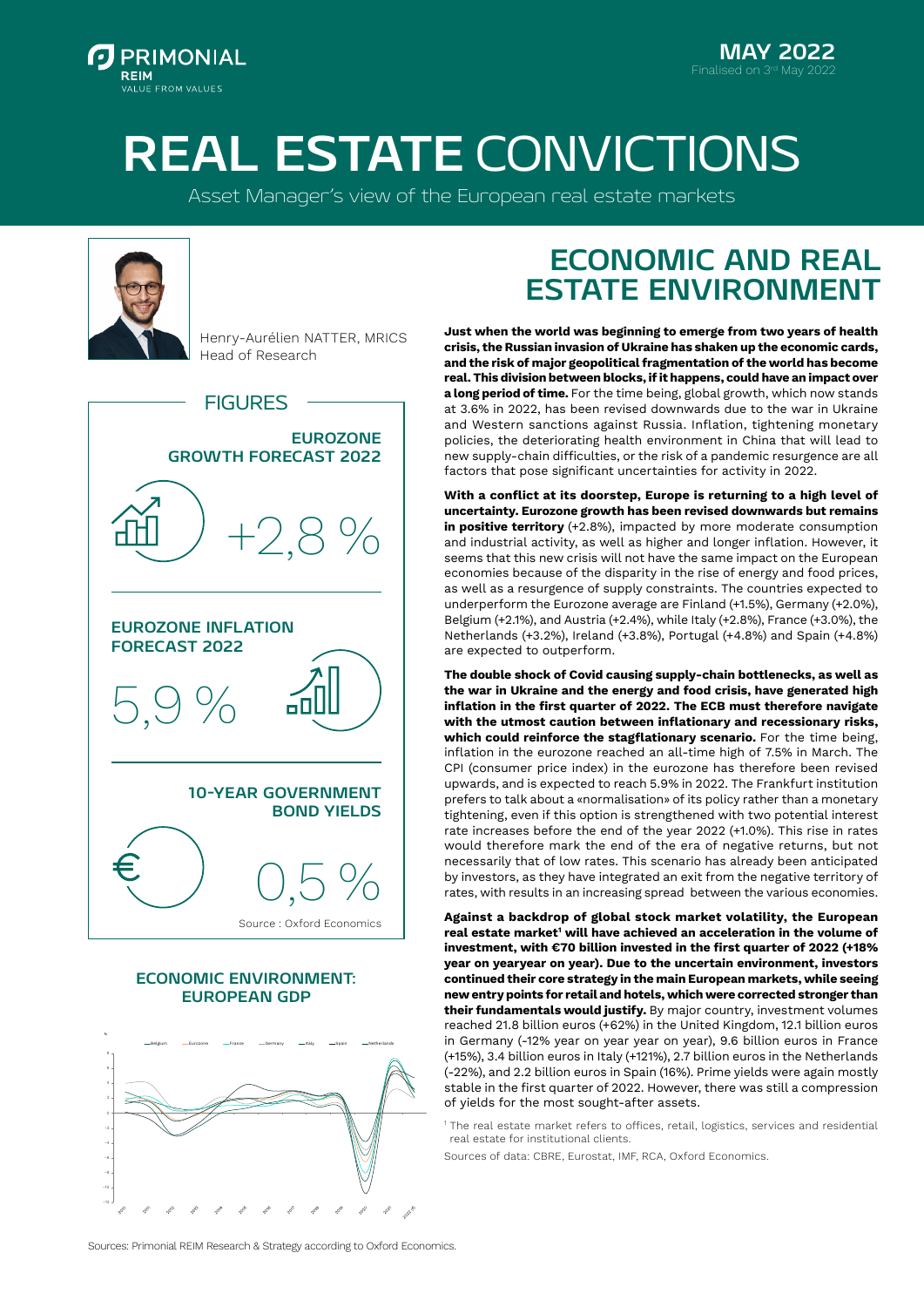PRIMONIAL REIM
VALUE FROM VALUES

**MAY 2022**
Finalised on 3rd May 2022

# REAL ESTATE CONVICTIONS

Asset Manager's view of the European real estate markets

Henry-Aurélien NATTER, MRICS
Head of Research

## FIGURES

**EUROZONE GROWTH FORECAST 2022**

+2,8 %

**EUROZONE INFLATION FORECAST 2022**

5,9 %

**10-YEAR GOVERNMENT BOND YIELDS**

0,5 %

Source : Oxford Economics

### ECONOMIC ENVIRONMENT: EUROPEAN GDP

Sources: Primonial REIM Research & Strategy according to Oxford Economics.

## ECONOMIC AND REAL ESTATE ENVIRONMENT

**Just when the world was beginning to emerge from two years of health crisis, the Russian invasion of Ukraine has shaken up the economic cards, and the risk of major geopolitical fragmentation of the world has become real. This division between blocks, if it happens, could have an impact over a long period of time.** For the time being, global growth, which now stands at 3.6% in 2022, has been revised downwards due to the war in Ukraine and Western sanctions against Russia. Inflation, tightening monetary policies, the deteriorating health environment in China that will lead to new supply-chain difficulties, or the risk of a pandemic resurgence are all factors that pose significant uncertainties for activity in 2022.

**With a conflict at its doorstep, Europe is returning to a high level of uncertainty. Eurozone growth has been revised downwards but remains in positive territory** (+2.8%), impacted by more moderate consumption and industrial activity, as well as higher and longer inflation. However, it seems that this new crisis will not have the same impact on the European economies because of the disparity in the rise of energy and food prices, as well as a resurgence of supply constraints. The countries expected to underperform the Eurozone average are Finland (+1.5%), Germany (+2.0%), Belgium (+2.1%), and Austria (+2.4%), while Italy (+2.8%), France (+3.0%), the Netherlands (+3.2%), Ireland (+3.8%), Portugal (+4.8%) and Spain (+4.8%) are expected to outperform.

**The double shock of Covid causing supply-chain bottlenecks, as well as the war in Ukraine and the energy and food crisis, have generated high inflation in the first quarter of 2022. The ECB must therefore navigate with the utmost caution between inflationary and recessionary risks, which could reinforce the stagflationary scenario.** For the time being, inflation in the eurozone reached an all-time high of 7.5% in March. The CPI (consumer price index) in the eurozone has therefore been revised upwards, and is expected to reach 5.9% in 2022. The Frankfurt institution prefers to talk about a «normalisation» of its policy rather than a monetary tightening, even if this option is strengthened with two potential interest rate increases before the end of the year 2022 (+1.0%). This rise in rates would therefore mark the end of the era of negative returns, but not necessarily that of low rates. This scenario has already been anticipated by investors, as they have integrated an exit from the negative territory of rates, with results in an increasing spread between the various economies.

**Against a backdrop of global stock market volatility, the European real estate market[1] will have achieved an acceleration in the volume of investment, with €70 billion invested in the first quarter of 2022 (+18% year on yearyear on year). Due to the uncertain environment, investors continued their core strategy in the main European markets, while seeing new entry points for retail and hotels, which were corrected stronger than their fundamentals would justify.** By major country, investment volumes reached 21.8 billion euros (+62%) in the United Kingdom, 12.1 billion euros in Germany (-12% year on year year on year), 9.6 billion euros in France (+15%), 3.4 billion euros in Italy (+121%), 2.7 billion euros in the Netherlands (-22%), and 2.2 billion euros in Spain (16%). Prime yields were again mostly stable in the first quarter of 2022. However, there was still a compression of yields for the most sought-after assets.

[1] The real estate market refers to offices, retail, logistics, services and residential real estate for institutional clients.

Sources of data: CBRE, Eurostat, IMF, RCA, Oxford Economics.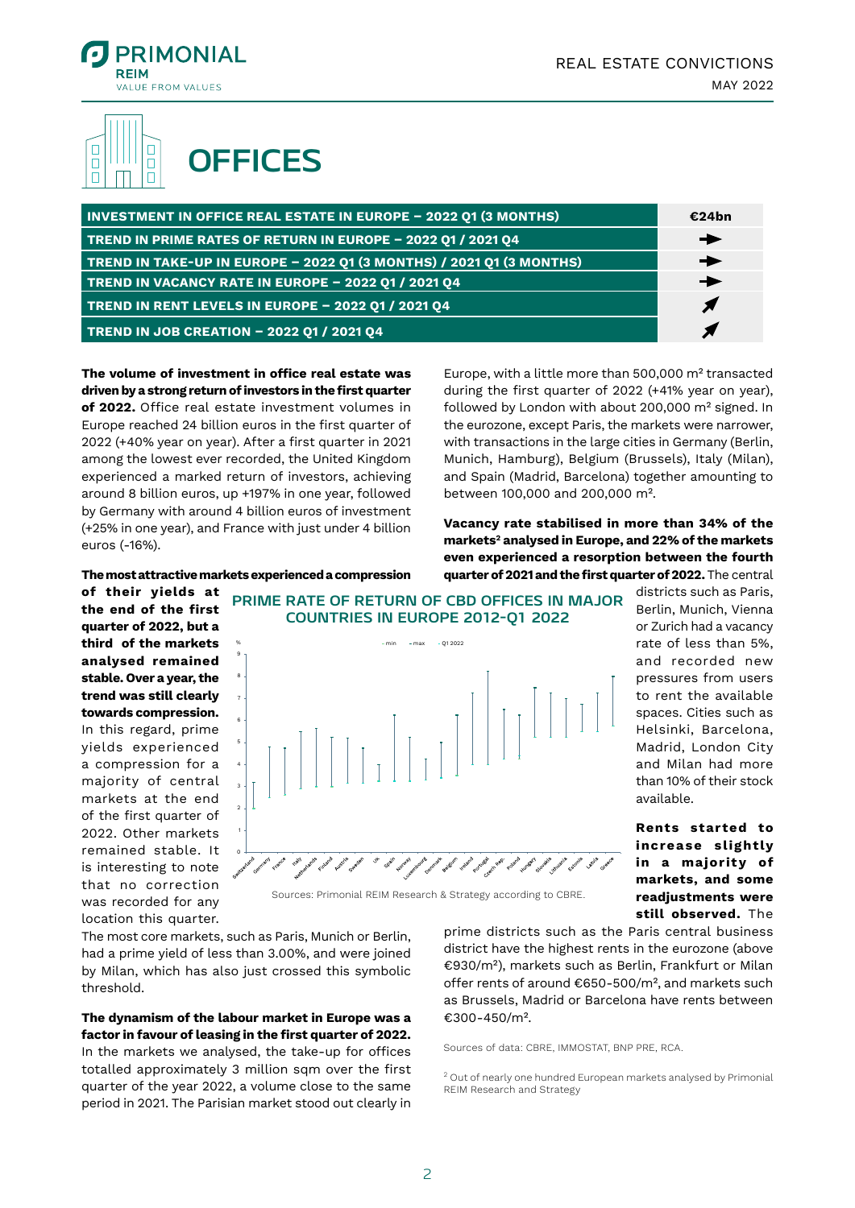# OFFICES

| INVESTMENT IN OFFICE REAL ESTATE IN EUROPE – 2022 Q1 (3 MONTHS) | €24bn |
|---|---|
| TREND IN PRIME RATES OF RETURN IN EUROPE – 2022 Q1 / 2021 Q4 | → |
| TREND IN TAKE-UP IN EUROPE – 2022 Q1 (3 MONTHS) / 2021 Q1 (3 MONTHS) | → |
| TREND IN VACANCY RATE IN EUROPE – 2022 Q1 / 2021 Q4 | → |
| TREND IN RENT LEVELS IN EUROPE – 2022 Q1 / 2021 Q4 | ↗ |
| TREND IN JOB CREATION – 2022 Q1 / 2021 Q4 | ↗ |

**The volume of investment in office real estate was driven by a strong return of investors in the first quarter of 2022.** Office real estate investment volumes in Europe reached 24 billion euros in the first quarter of 2022 (+40% year on year). After a first quarter in 2021 among the lowest ever recorded, the United Kingdom experienced a marked return of investors, achieving around 8 billion euros, up +197% in one year, followed by Germany with around 4 billion euros of investment (+25% in one year), and France with just under 4 billion euros (-16%).

**The most attractive markets experienced a compression of their yields at the end of the first quarter of 2022, but a third of the markets analysed remained stable. Over a year, the trend was still clearly towards compression.** In this regard, prime yields experienced a compression for a majority of central markets at the end of the first quarter of 2022. Other markets remained stable. It is interesting to note that no correction was recorded for any location this quarter. The most core markets, such as Paris, Munich or Berlin, had a prime yield of less than 3.00%, and were joined by Milan, which has also just crossed this symbolic threshold.

**PRIME RATE OF RETURN OF CBD OFFICES IN MAJOR COUNTRIES IN EUROPE 2012-Q1 2022**

Sources: Primonial REIM Research & Strategy according to CBRE.

**The dynamism of the labour market in Europe was a factor in favour of leasing in the first quarter of 2022.** In the markets we analysed, the take-up for offices totalled approximately 3 million sqm over the first quarter of the year 2022, a volume close to the same period in 2021. The Parisian market stood out clearly in Europe, with a little more than 500,000 m² transacted during the first quarter of 2022 (+41% year on year), followed by London with about 200,000 m² signed. In the eurozone, except Paris, the markets were narrower, with transactions in the large cities in Germany (Berlin, Munich, Hamburg), Belgium (Brussels), Italy (Milan), and Spain (Madrid, Barcelona) together amounting to between 100,000 and 200,000 m².

**Vacancy rate stabilised in more than 34% of the markets[2] analysed in Europe, and 22% of the markets even experienced a resorption between the fourth quarter of 2021 and the first quarter of 2022.** The central districts such as Paris, Berlin, Munich, Vienna or Zurich had a vacancy rate of less than 5%, and recorded new pressures from users to rent the available spaces. Cities such as Helsinki, Barcelona, Madrid, London City and Milan had more than 10% of their stock available.

**Rents started to increase slightly in a majority of markets, and some readjustments were still observed.** The prime districts such as the Paris central business district have the highest rents in the eurozone (above €930/m²), markets such as Berlin, Frankfurt or Milan offer rents of around €650-500/m², and markets such as Brussels, Madrid or Barcelona have rents between €300-450/m².

Sources of data: CBRE, IMMOSTAT, BNP PRE, RCA.

[2] Out of nearly one hundred European markets analysed by Primonial REIM Research and Strategy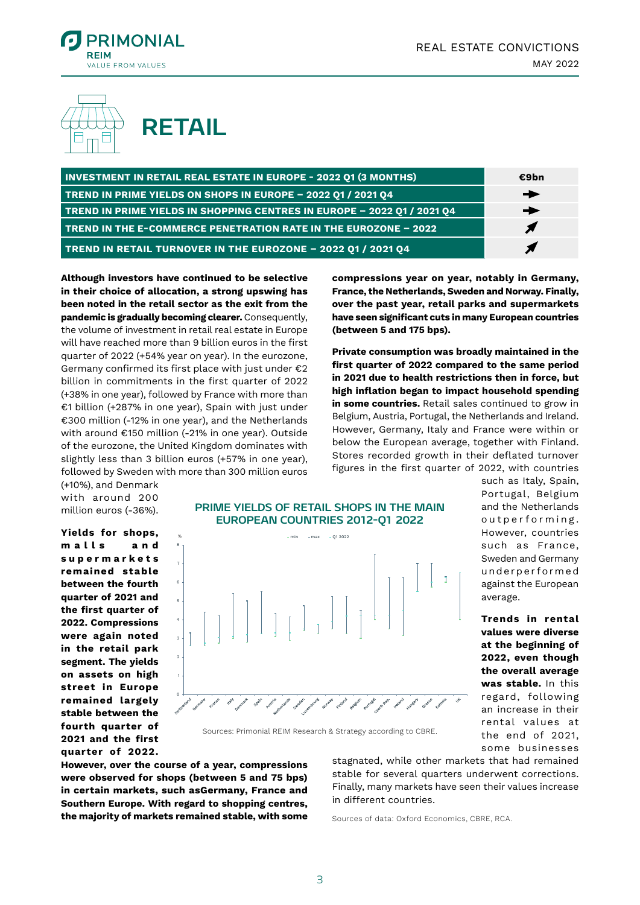// RETAIL

| INVESTMENT IN RETAIL REAL ESTATE IN EUROPE - 2022 Q1 (3 MONTHS) | €9bn |
|---|---|
| TREND IN PRIME YIELDS ON SHOPS IN EUROPE – 2022 Q1 / 2021 Q4 | ➔ |
| TREND IN PRIME YIELDS IN SHOPPING CENTRES IN EUROPE – 2022 Q1 / 2021 Q4 | ➔ |
| TREND IN THE E-COMMERCE PENETRATION RATE IN THE EUROZONE – 2022 | ↗ |
| TREND IN RETAIL TURNOVER IN THE EUROZONE – 2022 Q1 / 2021 Q4 | ↗ |

**Although investors have continued to be selective in their choice of allocation, a strong upswing has been noted in the retail sector as the exit from the pandemic is gradually becoming clearer.** Consequently, the volume of investment in retail real estate in Europe will have reached more than 9 billion euros in the first quarter of 2022 (+54% year on year). In the eurozone, Germany confirmed its first place with just under €2 billion in commitments in the first quarter of 2022 (+38% in one year), followed by France with more than €1 billion (+287% in one year), Spain with just under €300 million (-12% in one year), and the Netherlands with around €150 million (-21% in one year). Outside of the eurozone, the United Kingdom dominates with slightly less than 3 billion euros (+57% in one year), followed by Sweden with more than 300 million euros (+10%), and Denmark with around 200 million euros (-36%).

**Yields for shops, malls and supermarkets remained stable between the fourth quarter of 2021 and the first quarter of 2022. Compressions were again noted in the retail park segment. The yields on assets on high street in Europe remained largely stable between the fourth quarter of 2021 and the first quarter of 2022. However, over the course of a year, compressions were observed for shops (between 5 and 75 bps) in certain markets, such asGermany, France and Southern Europe. With regard to shopping centres, the majority of markets remained stable, with some compressions year on year, notably in Germany, France, the Netherlands, Sweden and Norway. Finally, over the past year, retail parks and supermarkets have seen significant cuts in many European countries (between 5 and 175 bps).**

**PRIME YIELDS OF RETAIL SHOPS IN THE MAIN EUROPEAN COUNTRIES 2012-Q1 2022**

Sources: Primonial REIM Research & Strategy according to CBRE.

**Private consumption was broadly maintained in the first quarter of 2022 compared to the same period in 2021 due to health restrictions then in force, but high inflation began to impact household spending in some countries.** Retail sales continued to grow in Belgium, Austria, Portugal, the Netherlands and Ireland. However, Germany, Italy and France were within or below the European average, together with Finland. Stores recorded growth in their deflated turnover figures in the first quarter of 2022, with countries such as Italy, Spain, Portugal, Belgium and the Netherlands outperforming. However, countries such as France, Sweden and Germany underperformed against the European average.

**Trends in rental values were diverse at the beginning of 2022, even though the overall average was stable.** In this regard, following an increase in their rental values at the end of 2021, some businesses stagnated, while other markets that had remained stable for several quarters underwent corrections. Finally, many markets have seen their values increase in different countries.

Sources of data: Oxford Economics, CBRE, RCA.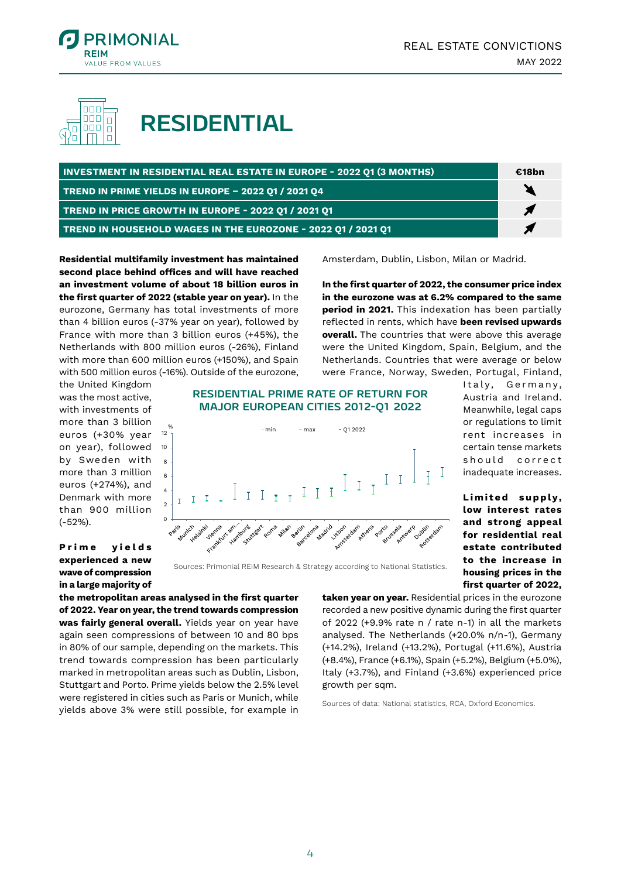# RESIDENTIAL

| INVESTMENT IN RESIDENTIAL REAL ESTATE IN EUROPE - 2022 Q1 (3 MONTHS) | €18bn |
|---|---|
| TREND IN PRIME YIELDS IN EUROPE – 2022 Q1 / 2021 Q4 | ↘ |
| TREND IN PRICE GROWTH IN EUROPE - 2022 Q1 / 2021 Q1 | ↗ |
| TREND IN HOUSEHOLD WAGES IN THE EUROZONE - 2022 Q1 / 2021 Q1 | ↗ |

**Residential multifamily investment has maintained second place behind offices and will have reached an investment volume of about 18 billion euros in the first quarter of 2022 (stable year on year).** In the eurozone, Germany has total investments of more than 4 billion euros (-37% year on year), followed by France with more than 3 billion euros (+45%), the Netherlands with 800 million euros (-26%), Finland with more than 600 million euros (+150%), and Spain with 500 million euros (-16%). Outside of the eurozone, the United Kingdom was the most active, with investments of more than 3 billion euros (+30% year on year), followed by Sweden with more than 3 million euros (+274%), and Denmark with more than 900 million (-52%).

**Prime yields experienced a new wave of compression in a large majority of the metropolitan areas analysed in the first quarter of 2022. Year on year, the trend towards compression was fairly general overall.** Yields year on year have again seen compressions of between 10 and 80 bps in 80% of our sample, depending on the markets. This trend towards compression has been particularly marked in metropolitan areas such as Dublin, Lisbon, Stuttgart and Porto. Prime yields below the 2.5% level were registered in cities such as Paris or Munich, while yields above 3% were still possible, for example in Amsterdam, Dublin, Lisbon, Milan or Madrid.

**RESIDENTIAL PRIME RATE OF RETURN FOR MAJOR EUROPEAN CITIES 2012-Q1 2022**

Sources: Primonial REIM Research & Strategy according to National Statistics.

**In the first quarter of 2022, the consumer price index in the eurozone was at 6.2% compared to the same period in 2021.** This indexation has been partially reflected in rents, which have **been revised upwards overall.** The countries that were above this average were the United Kingdom, Spain, Belgium, and the Netherlands. Countries that were average or below were France, Norway, Sweden, Portugal, Finland, Italy, Germany, Austria and Ireland. Meanwhile, legal caps or regulations to limit rent increases in certain tense markets should correct inadequate increases.

**Limited supply, low interest rates and strong appeal for residential real estate contributed to the increase in housing prices in the first quarter of 2022, taken year on year.** Residential prices in the eurozone recorded a new positive dynamic during the first quarter of 2022 (+9.9% rate n / rate n-1) in all the markets analysed. The Netherlands (+20.0% n/n-1), Germany (+14.2%), Ireland (+13.2%), Portugal (+11.6%), Austria (+8.4%), France (+6.1%), Spain (+5.2%), Belgium (+5.0%), Italy (+3.7%), and Finland (+3.6%) experienced price growth per sqm.

Sources of data: National statistics, RCA, Oxford Economics.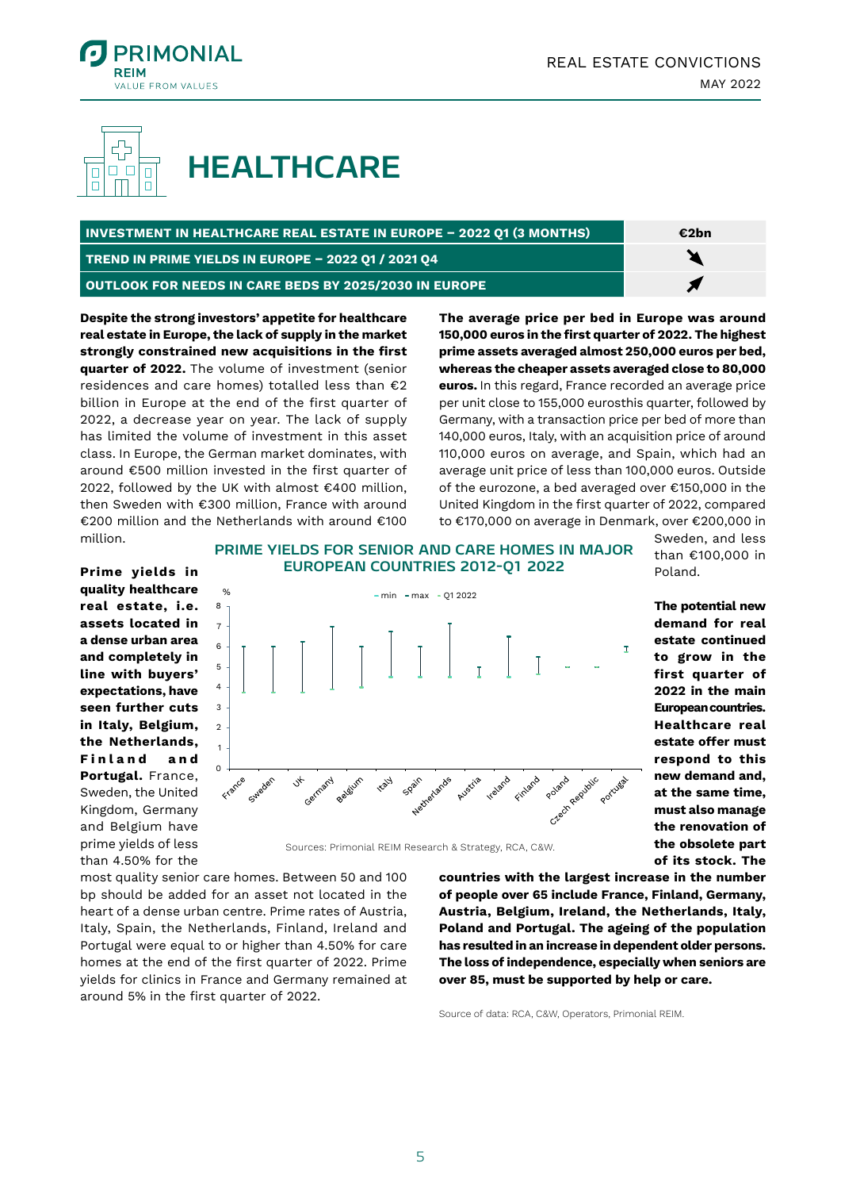# HEALTHCARE

| | |
|---|---|
| INVESTMENT IN HEALTHCARE REAL ESTATE IN EUROPE – 2022 Q1 (3 MONTHS) | €2bn |
| TREND IN PRIME YIELDS IN EUROPE – 2022 Q1 / 2021 Q4 | ↘ |
| OUTLOOK FOR NEEDS IN CARE BEDS BY 2025/2030 IN EUROPE | ↗ |

**Despite the strong investors' appetite for healthcare real estate in Europe, the lack of supply in the market strongly constrained new acquisitions in the first quarter of 2022.** The volume of investment (senior residences and care homes) totalled less than €2 billion in Europe at the end of the first quarter of 2022, a decrease year on year. The lack of supply has limited the volume of investment in this asset class. In Europe, the German market dominates, with around €500 million invested in the first quarter of 2022, followed by the UK with almost €400 million, then Sweden with €300 million, France with around €200 million and the Netherlands with around €100 million.

**Prime yields in quality healthcare real estate, i.e. assets located in a dense urban area and completely in line with buyers' expectations, have seen further cuts in Italy, Belgium, the Netherlands, Finland and Portugal.** France, Sweden, the United Kingdom, Germany and Belgium have prime yields of less than 4.50% for the most quality senior care homes. Between 50 and 100 bp should be added for an asset not located in the heart of a dense urban centre. Prime rates of Austria, Italy, Spain, the Netherlands, Finland, Ireland and Portugal were equal to or higher than 4.50% for care homes at the end of the first quarter of 2022. Prime yields for clinics in France and Germany remained at around 5% in the first quarter of 2022.

**PRIME YIELDS FOR SENIOR AND CARE HOMES IN MAJOR EUROPEAN COUNTRIES 2012-Q1 2022**

Sources: Primonial REIM Research & Strategy, RCA, C&W.

**The average price per bed in Europe was around 150,000 euros in the first quarter of 2022. The highest prime assets averaged almost 250,000 euros per bed, whereas the cheaper assets averaged close to 80,000 euros.** In this regard, France recorded an average price per unit close to 155,000 eurosthis quarter, followed by Germany, with a transaction price per bed of more than 140,000 euros, Italy, with an acquisition price of around 110,000 euros on average, and Spain, which had an average unit price of less than 100,000 euros. Outside of the eurozone, a bed averaged over €150,000 in the United Kingdom in the first quarter of 2022, compared to €170,000 on average in Denmark, over €200,000 in Sweden, and less than €100,000 in Poland.

**The potential new demand for real estate continued to grow in the first quarter of 2022 in the main European countries. Healthcare real estate offer must respond to this new demand and, at the same time, must also manage the renovation of the obsolete part of its stock. The countries with the largest increase in the number of people over 65 include France, Finland, Germany, Austria, Belgium, Ireland, the Netherlands, Italy, Poland and Portugal. The ageing of the population has resulted in an increase in dependent older persons. The loss of independence, especially when seniors are over 85, must be supported by help or care.**

Source of data: RCA, C&W, Operators, Primonial REIM.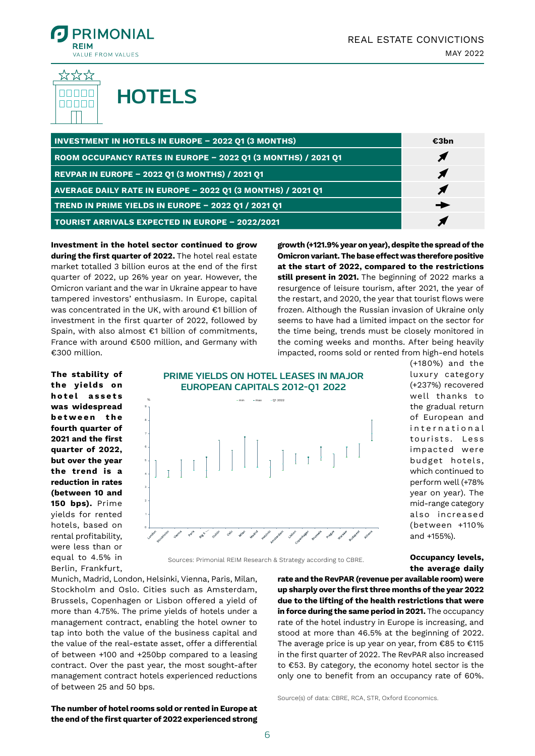# HOTELS

| INVESTMENT IN HOTELS IN EUROPE – 2022 Q1 (3 MONTHS) | €3bn |
|---|---|
| ROOM OCCUPANCY RATES IN EUROPE – 2022 Q1 (3 MONTHS) / 2021 Q1 | ↗ |
| REVPAR IN EUROPE – 2022 Q1 (3 MONTHS) / 2021 Q1 | ↗ |
| AVERAGE DAILY RATE IN EUROPE – 2022 Q1 (3 MONTHS) / 2021 Q1 | ↗ |
| TREND IN PRIME YIELDS IN EUROPE – 2022 Q1 / 2021 Q1 | → |
| TOURIST ARRIVALS EXPECTED IN EUROPE – 2022/2021 | ↗ |

**Investment in the hotel sector continued to grow during the first quarter of 2022.** The hotel real estate market totalled 3 billion euros at the end of the first quarter of 2022, up 26% year on year. However, the Omicron variant and the war in Ukraine appear to have tampered investors' enthusiasm. In Europe, capital was concentrated in the UK, with around €1 billion of investment in the first quarter of 2022, followed by Spain, with also almost €1 billion of commitments, France with around €500 million, and Germany with €300 million.

**The stability of the yields on hotel assets was widespread between the fourth quarter of 2021 and the first quarter of 2022, but over the year the trend is a reduction in rates (between 10 and 150 bps).** Prime yields for rented hotels, based on rental profitability, were less than or equal to 4.5% in Berlin, Frankfurt, Munich, Madrid, London, Helsinki, Vienna, Paris, Milan, Stockholm and Oslo. Cities such as Amsterdam, Brussels, Copenhagen or Lisbon offered a yield of more than 4.75%. The prime yields of hotels under a management contract, enabling the hotel owner to tap into both the value of the business capital and the value of the real-estate asset, offer a differential of between +100 and +250bp compared to a leasing contract. Over the past year, the most sought-after management contract hotels experienced reductions of between 25 and 50 bps.

**PRIME YIELDS ON HOTEL LEASES IN MAJOR EUROPEAN CAPITALS 2012-Q1 2022**

Sources: Primonial REIM Research & Strategy according to CBRE.

**The number of hotel rooms sold or rented in Europe at the end of the first quarter of 2022 experienced strong growth (+121.9% year on year), despite the spread of the Omicron variant. The base effect was therefore positive at the start of 2022, compared to the restrictions still present in 2021.** The beginning of 2022 marks a resurgence of leisure tourism, after 2021, the year of the restart, and 2020, the year that tourist flows were frozen. Although the Russian invasion of Ukraine only seems to have had a limited impact on the sector for the time being, trends must be closely monitored in the coming weeks and months. After being heavily impacted, rooms sold or rented from high-end hotels (+180%) and the luxury category (+237%) recovered well thanks to the gradual return of European and international tourists. Less impacted were budget hotels, which continued to perform well (+78% year on year). The mid-range category also increased (between +110% and +155%).

**Occupancy levels, the average daily rate and the RevPAR (revenue per available room) were up sharply over the first three months of the year 2022 due to the lifting of the health restrictions that were in force during the same period in 2021.** The occupancy rate of the hotel industry in Europe is increasing, and stood at more than 46.5% at the beginning of 2022. The average price is up year on year, from €85 to €115 in the first quarter of 2022. The RevPAR also increased to €53. By category, the economy hotel sector is the only one to benefit from an occupancy rate of 60%.

Source(s) of data: CBRE, RCA, STR, Oxford Economics.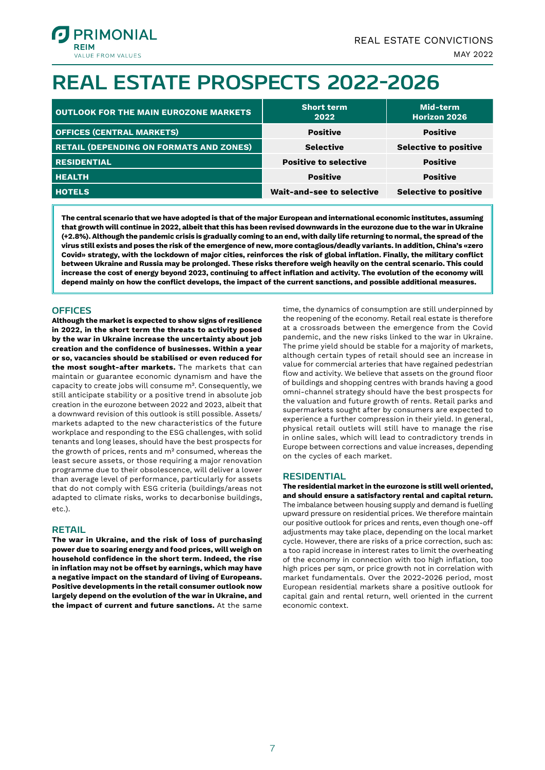# REAL ESTATE PROSPECTS 2022-2026

| OUTLOOK FOR THE MAIN EUROZONE MARKETS | Short term 2022 | Mid-term Horizon 2026 |
|---|---|---|
| OFFICES (CENTRAL MARKETS) | Positive | Positive |
| RETAIL (DEPENDING ON FORMATS AND ZONES) | Selective | Selective to positive |
| RESIDENTIAL | Positive to selective | Positive |
| HEALTH | Positive | Positive |
| HOTELS | Wait-and-see to selective | Selective to positive |

**The central scenario that we have adopted is that of the major European and international economic institutes, assuming that growth will continue in 2022, albeit that this has been revised downwards in the eurozone due to the war in Ukraine (+2.8%). Although the pandemic crisis is gradually coming to an end, with daily life returning to normal, the spread of the virus still exists and poses the risk of the emergence of new, more contagious/deadly variants. In addition, China's «zero Covid» strategy, with the lockdown of major cities, reinforces the risk of global inflation. Finally, the military conflict between Ukraine and Russia may be prolonged. These risks therefore weigh heavily on the central scenario. This could increase the cost of energy beyond 2023, continuing to affect inflation and activity. The evolution of the economy will depend mainly on how the conflict develops, the impact of the current sanctions, and possible additional measures.**

## OFFICES

**Although the market is expected to show signs of resilience in 2022, in the short term the threats to activity posed by the war in Ukraine increase the uncertainty about job creation and the confidence of businesses. Within a year or so, vacancies should be stabilised or even reduced for the most sought-after markets.** The markets that can maintain or guarantee economic dynamism and have the capacity to create jobs will consume m². Consequently, we still anticipate stability or a positive trend in absolute job creation in the eurozone between 2022 and 2023, albeit that a downward revision of this outlook is still possible. Assets/markets adapted to the new characteristics of the future workplace and responding to the ESG challenges, with solid tenants and long leases, should have the best prospects for the growth of prices, rents and m² consumed, whereas the least secure assets, or those requiring a major renovation programme due to their obsolescence, will deliver a lower than average level of performance, particularly for assets that do not comply with ESG criteria (buildings/areas not adapted to climate risks, works to decarbonise buildings, etc.).

## RETAIL

**The war in Ukraine, and the risk of loss of purchasing power due to soaring energy and food prices, will weigh on household confidence in the short term. Indeed, the rise in inflation may not be offset by earnings, which may have a negative impact on the standard of living of Europeans. Positive developments in the retail consumer outlook now largely depend on the evolution of the war in Ukraine, and the impact of current and future sanctions.** At the same time, the dynamics of consumption are still underpinned by the reopening of the economy. Retail real estate is therefore at a crossroads between the emergence from the Covid pandemic, and the new risks linked to the war in Ukraine. The prime yield should be stable for a majority of markets, although certain types of retail should see an increase in value for commercial arteries that have regained pedestrian flow and activity. We believe that assets on the ground floor of buildings and shopping centres with brands having a good omni-channel strategy should have the best prospects for the valuation and future growth of rents. Retail parks and supermarkets sought after by consumers are expected to experience a further compression in their yield. In general, physical retail outlets will still have to manage the rise in online sales, which will lead to contradictory trends in Europe between corrections and value increases, depending on the cycles of each market.

## RESIDENTIAL

**The residential market in the eurozone is still well oriented, and should ensure a satisfactory rental and capital return.** The imbalance between housing supply and demand is fuelling upward pressure on residential prices. We therefore maintain our positive outlook for prices and rents, even though one-off adjustments may take place, depending on the local market cycle. However, there are risks of a price correction, such as: a too rapid increase in interest rates to limit the overheating of the economy in connection with too high inflation, too high prices per sqm, or price growth not in correlation with market fundamentals. Over the 2022-2026 period, most European residential markets share a positive outlook for capital gain and rental return, well oriented in the current economic context.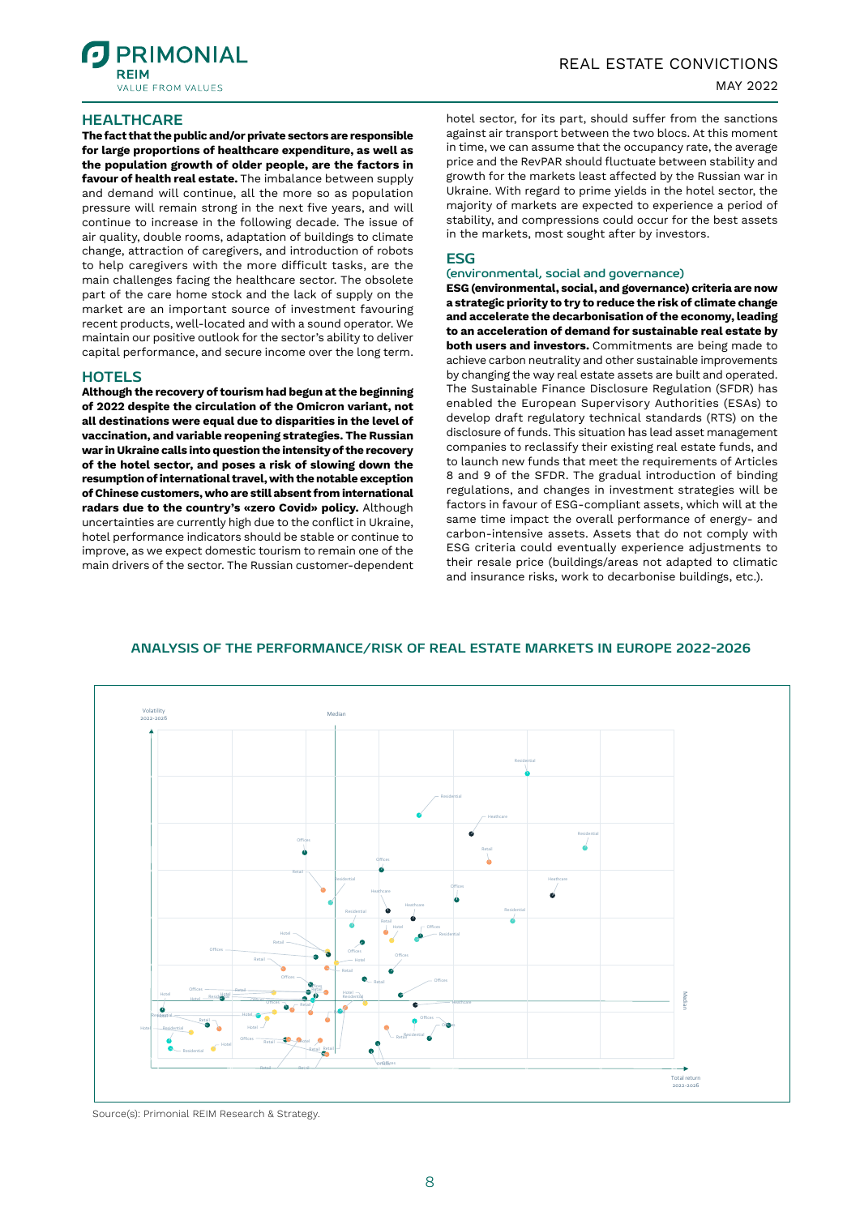## HEALTHCARE

**The fact that the public and/or private sectors are responsible for large proportions of healthcare expenditure, as well as the population growth of older people, are the factors in favour of health real estate.** The imbalance between supply and demand will continue, all the more so as population pressure will remain strong in the next five years, and will continue to increase in the following decade. The issue of air quality, double rooms, adaptation of buildings to climate change, attraction of caregivers, and introduction of robots to help caregivers with the more difficult tasks, are the main challenges facing the healthcare sector. The obsolete part of the care home stock and the lack of supply on the market are an important source of investment favouring recent products, well-located and with a sound operator. We maintain our positive outlook for the sector's ability to deliver capital performance, and secure income over the long term.

## HOTELS

**Although the recovery of tourism had begun at the beginning of 2022 despite the circulation of the Omicron variant, not all destinations were equal due to disparities in the level of vaccination, and variable reopening strategies. The Russian war in Ukraine calls into question the intensity of the recovery of the hotel sector, and poses a risk of slowing down the resumption of international travel, with the notable exception of Chinese customers, who are still absent from international radars due to the country's «zero Covid» policy.** Although uncertainties are currently high due to the conflict in Ukraine, hotel performance indicators should be stable or continue to improve, as we expect domestic tourism to remain one of the main drivers of the sector. The Russian customer-dependent hotel sector, for its part, should suffer from the sanctions against air transport between the two blocs. At this moment in time, we can assume that the occupancy rate, the average price and the RevPAR should fluctuate between stability and growth for the markets least affected by the Russian war in Ukraine. With regard to prime yields in the hotel sector, the majority of markets are expected to experience a period of stability, and compressions could occur for the best assets in the markets, most sought after by investors.

## ESG

### (environmental, social and governance)

**ESG (environmental, social, and governance) criteria are now a strategic priority to try to reduce the risk of climate change and accelerate the decarbonisation of the economy, leading to an acceleration of demand for sustainable real estate by both users and investors.** Commitments are being made to achieve carbon neutrality and other sustainable improvements by changing the way real estate assets are built and operated. The Sustainable Finance Disclosure Regulation (SFDR) has enabled the European Supervisory Authorities (ESAs) to develop draft regulatory technical standards (RTS) on the disclosure of funds. This situation has lead asset management companies to reclassify their existing real estate funds, and to launch new funds that meet the requirements of Articles 8 and 9 of the SFDR. The gradual introduction of binding regulations, and changes in investment strategies will be factors in favour of ESG-compliant assets, which will at the same time impact the overall performance of energy- and carbon-intensive assets. Assets that do not comply with ESG criteria could eventually experience adjustments to their resale price (buildings/areas not adapted to climatic and insurance risks, work to decarbonise buildings, etc.).

## ANALYSIS OF THE PERFORMANCE/RISK OF REAL ESTATE MARKETS IN EUROPE 2022-2026

Source(s): Primonial REIM Research & Strategy.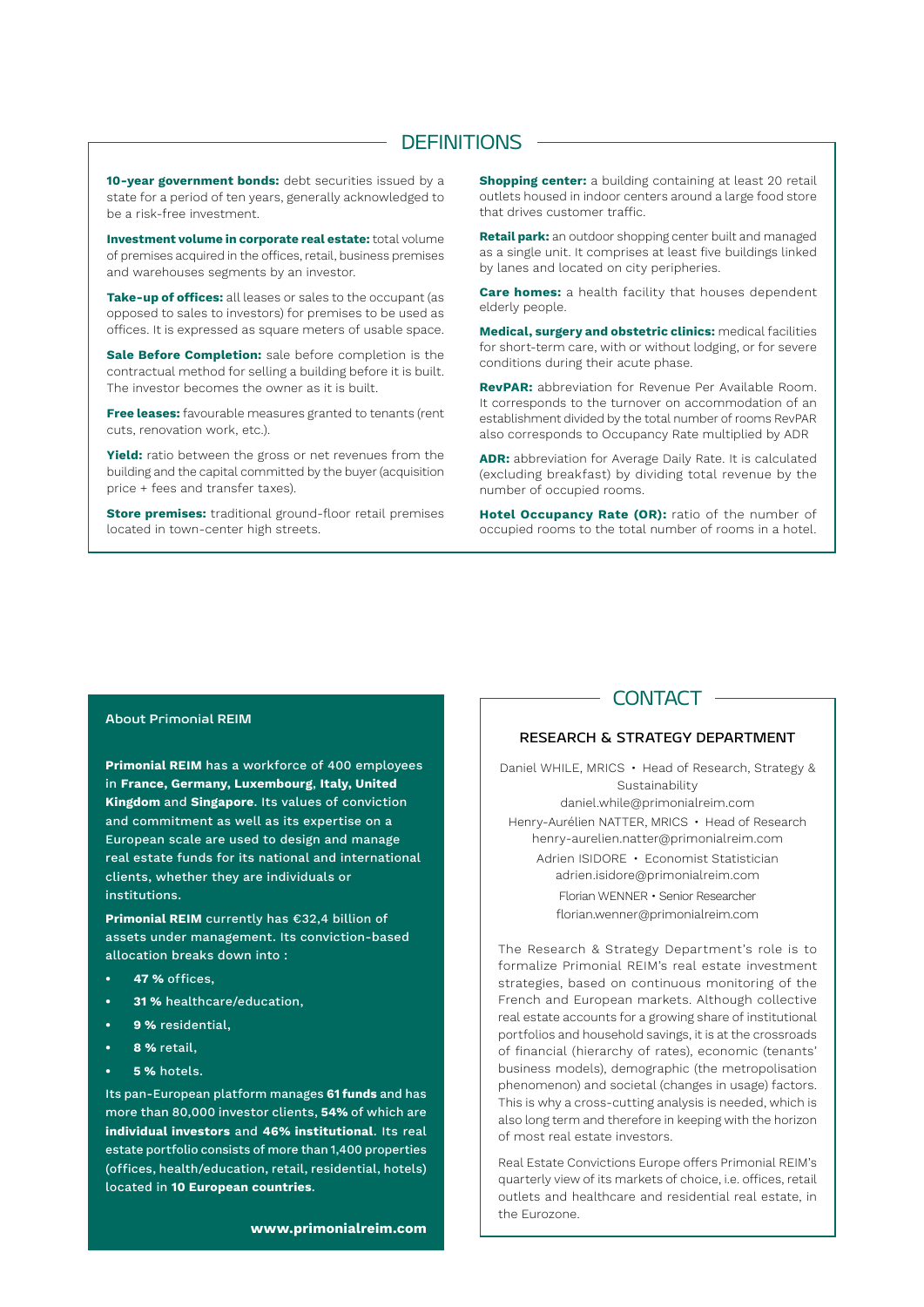## DEFINITIONS

**10-year government bonds:** debt securities issued by a state for a period of ten years, generally acknowledged to be a risk-free investment.

**Investment volume in corporate real estate:** total volume of premises acquired in the offices, retail, business premises and warehouses segments by an investor.

**Take-up of offices:** all leases or sales to the occupant (as opposed to sales to investors) for premises to be used as offices. It is expressed as square meters of usable space.

**Sale Before Completion:** sale before completion is the contractual method for selling a building before it is built. The investor becomes the owner as it is built.

**Free leases:** favourable measures granted to tenants (rent cuts, renovation work, etc.).

**Yield:** ratio between the gross or net revenues from the building and the capital committed by the buyer (acquisition price + fees and transfer taxes).

**Store premises:** traditional ground-floor retail premises located in town-center high streets.

**Shopping center:** a building containing at least 20 retail outlets housed in indoor centers around a large food store that drives customer traffic.

**Retail park:** an outdoor shopping center built and managed as a single unit. It comprises at least five buildings linked by lanes and located on city peripheries.

**Care homes:** a health facility that houses dependent elderly people.

**Medical, surgery and obstetric clinics:** medical facilities for short-term care, with or without lodging, or for severe conditions during their acute phase.

**RevPAR:** abbreviation for Revenue Per Available Room. It corresponds to the turnover on accommodation of an establishment divided by the total number of rooms RevPAR also corresponds to Occupancy Rate multiplied by ADR

**ADR:** abbreviation for Average Daily Rate. It is calculated (excluding breakfast) by dividing total revenue by the number of occupied rooms.

**Hotel Occupancy Rate (OR):** ratio of the number of occupied rooms to the total number of rooms in a hotel.

### About Primonial REIM

**Primonial REIM** has a workforce of 400 employees in **France, Germany, Luxembourg**, **Italy, United Kingdom** and **Singapore**. Its values of conviction and commitment as well as its expertise on a European scale are used to design and manage real estate funds for its national and international clients, whether they are individuals or institutions.

**Primonial REIM** currently has €32,4 billion of assets under management. Its conviction-based allocation breaks down into :

- **47 %** offices,
- **31 %** healthcare/education,
- **9 %** residential,
- **8 %** retail,
- **5 %** hotels.

Its pan-European platform manages **61 funds** and has more than 80,000 investor clients, **54%** of which are **individual investors** and **46% institutional**. Its real estate portfolio consists of more than 1,400 properties (offices, health/education, retail, residential, hotels) located in **10 European countries**.

**www.primonialreim.com**

## CONTACT

### RESEARCH & STRATEGY DEPARTMENT

Daniel WHILE, MRICS • Head of Research, Strategy & Sustainability
daniel.while@primonialreim.com

Henry-Aurélien NATTER, MRICS • Head of Research
henry-aurelien.natter@primonialreim.com

Adrien ISIDORE • Economist Statistician
adrien.isidore@primonialreim.com

Florian WENNER • Senior Researcher
florian.wenner@primonialreim.com

The Research & Strategy Department's role is to formalize Primonial REIM's real estate investment strategies, based on continuous monitoring of the French and European markets. Although collective real estate accounts for a growing share of institutional portfolios and household savings, it is at the crossroads of financial (hierarchy of rates), economic (tenants' business models), demographic (the metropolisation phenomenon) and societal (changes in usage) factors. This is why a cross-cutting analysis is needed, which is also long term and therefore in keeping with the horizon of most real estate investors.

Real Estate Convictions Europe offers Primonial REIM's quarterly view of its markets of choice, i.e. offices, retail outlets and healthcare and residential real estate, in the Eurozone.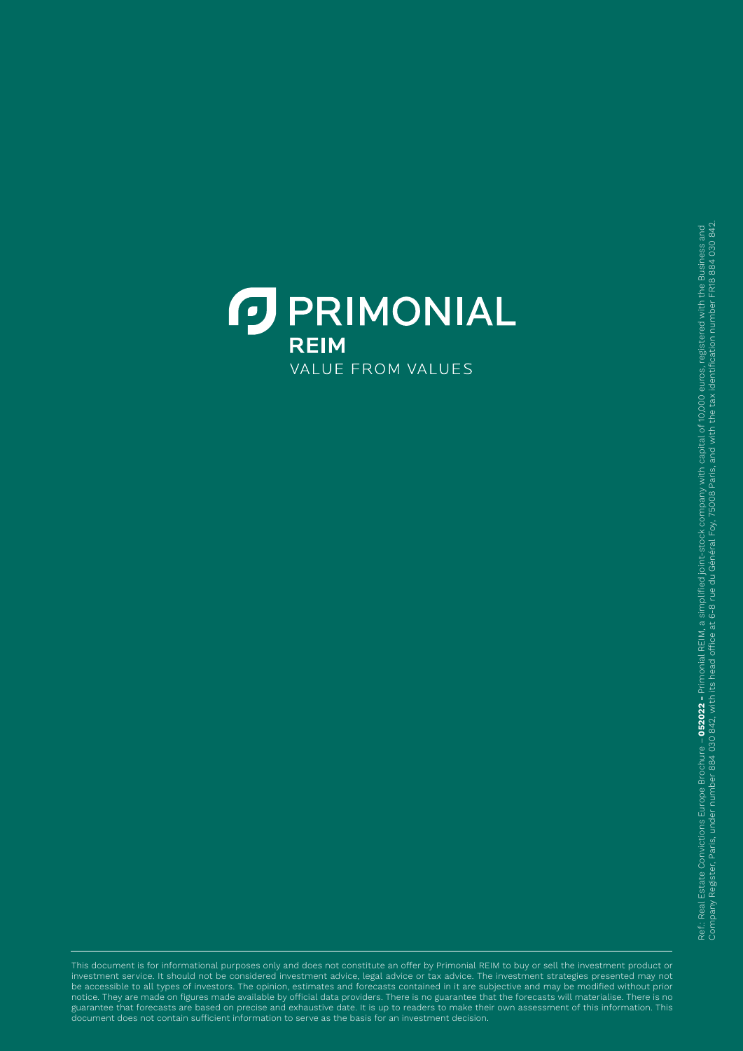PRIMONIAL

REIM

VALUE FROM VALUES

Ref.: Real Estate Convictions Europe Brochure – **052022** - Primonial REIM, a simplified joint-stock company with capital of 10,000 euros, registered with the Business and Company Register, Paris, under number 884 030 842, with its head office at 6-8 rue du Général Foy, 75008 Paris, and with the tax identification number FR18 884 030 842.

This document is for informational purposes only and does not constitute an offer by Primonial REIM to buy or sell the investment product or investment service. It should not be considered investment advice, legal advice or tax advice. The investment strategies presented may not be accessible to all types of investors. The opinion, estimates and forecasts contained in it are subjective and may be modified without prior notice. They are made on figures made available by official data providers. There is no guarantee that the forecasts will materialise. There is no guarantee that forecasts are based on precise and exhaustive date. It is up to readers to make their own assessment of this information. This document does not contain sufficient information to serve as the basis for an investment decision.